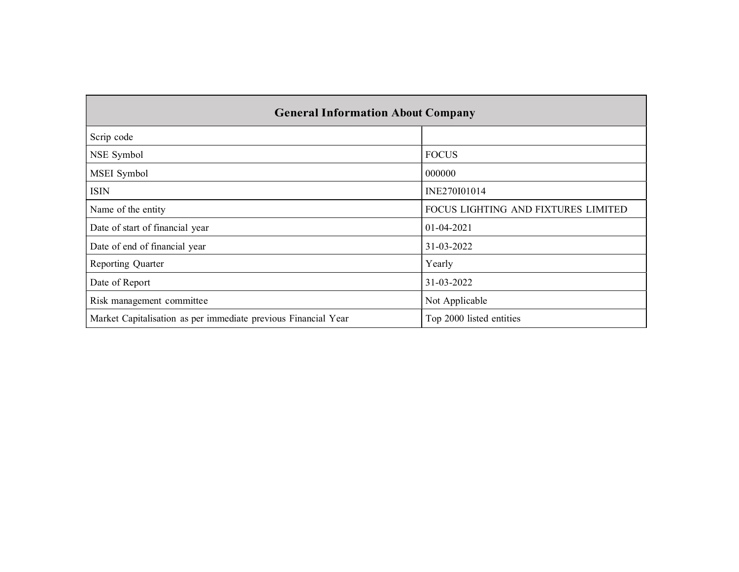| General Information About Company | |
|---|---|
| Scrip code | |
| NSE Symbol | FOCUS |
| MSEI Symbol | 000000 |
| ISIN | INE270I01014 |
| Name of the entity | FOCUS LIGHTING AND FIXTURES LIMITED |
| Date of start of financial year | 01-04-2021 |
| Date of end of financial year | 31-03-2022 |
| Reporting Quarter | Yearly |
| Date of Report | 31-03-2022 |
| Risk management committee | Not Applicable |
| Market Capitalisation as per immediate previous Financial Year | Top 2000 listed entities |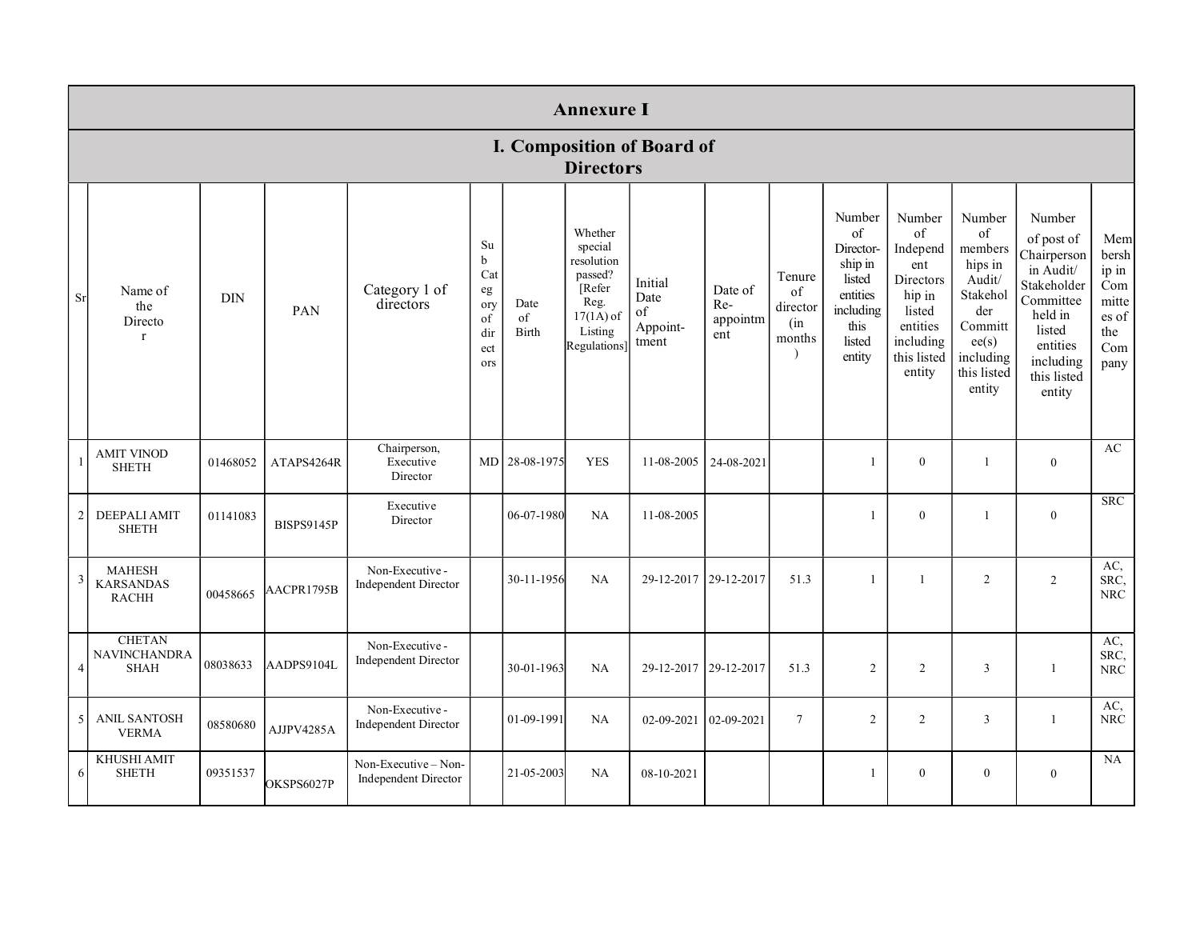## Annexure I

### I. Composition of Board of Directors

| Sr | Name of the Director | DIN | PAN | Category 1 of directors | Sub Category of directors | Date of Birth | Whether special resolution passed? [Refer Reg. 17(1A) of Listing Regulations] | Initial Date of Appoint-tment | Date of Re-appointment | Tenure of director (in months) | Number of Directorship in listed entities including this listed entity | Number of Independent Directorship in listed entities including this listed entity | Number of memberships in Audit/ Stakeholder Committee(s) including this listed entity | Number of post of Chairperson in Audit/ Stakeholder Committee held in listed entities including this listed entity | Membership in Committees of the Company |
|---|---|---|---|---|---|---|---|---|---|---|---|---|---|---|---|
| 1 | AMIT VINOD SHETH | 01468052 | ATAPS4264R | Chairperson, Executive Director | MD | 28-08-1975 | YES | 11-08-2005 | 24-08-2021 | | 1 | 0 | 1 | 0 | AC |
| 2 | DEEPALI AMIT SHETH | 01141083 | BISPS9145P | Executive Director | | 06-07-1980 | NA | 11-08-2005 | | | 1 | 0 | 1 | 0 | SRC |
| 3 | MAHESH KARSANDAS RACHH | 00458665 | AACPR1795B | Non-Executive - Independent Director | | 30-11-1956 | NA | 29-12-2017 | 29-12-2017 | 51.3 | 1 | 1 | 2 | 2 | AC, SRC, NRC |
| 4 | CHETAN NAVINCHANDRA SHAH | 08038633 | AADPS9104L | Non-Executive - Independent Director | | 30-01-1963 | NA | 29-12-2017 | 29-12-2017 | 51.3 | 2 | 2 | 3 | 1 | AC, SRC, NRC |
| 5 | ANIL SANTOSH VERMA | 08580680 | AJJPV4285A | Non-Executive - Independent Director | | 01-09-1991 | NA | 02-09-2021 | 02-09-2021 | 7 | 2 | 2 | 3 | 1 | AC, NRC |
| 6 | KHUSHI AMIT SHETH | 09351537 | OKSPS6027P | Non-Executive – Non-Independent Director | | 21-05-2003 | NA | 08-10-2021 | | | 1 | 0 | 0 | 0 | NA |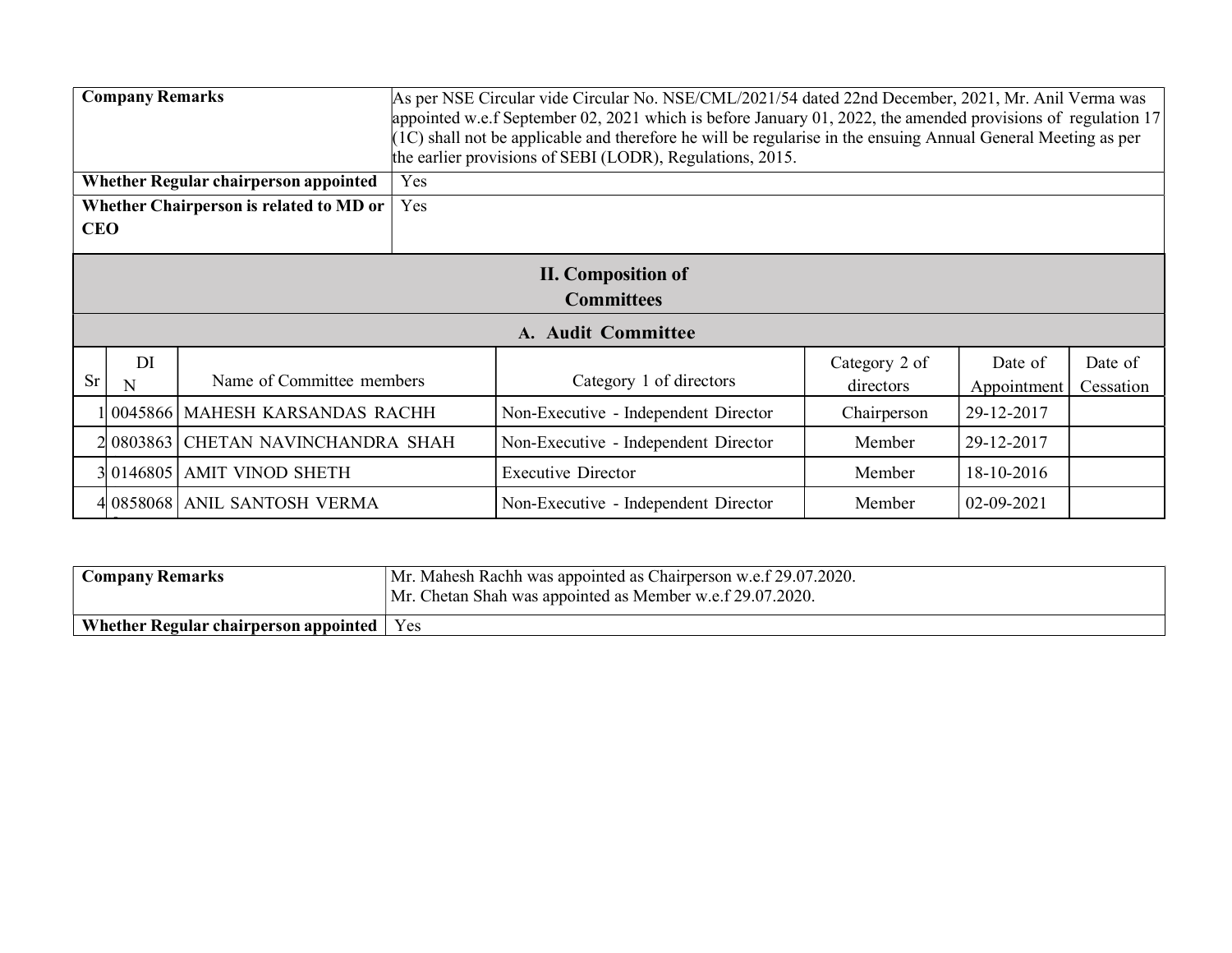| Company Remarks | As per NSE Circular vide Circular No. NSE/CML/2021/54 dated 22nd December, 2021, Mr. Anil Verma was appointed w.e.f September 02, 2021 which is before January 01, 2022, the amended provisions of regulation 17 (1C) shall not be applicable and therefore he will be regularise in the ensuing Annual General Meeting as per the earlier provisions of SEBI (LODR), Regulations, 2015. |
|---|---|
| **Whether Regular chairperson appointed** | Yes |
| **Whether Chairperson is related to MD or CEO** | Yes |

## II. Composition of Committees

### A. Audit Committee

| Sr | DIN | Name of Committee members | Category 1 of directors | Category 2 of directors | Date of Appointment | Date of Cessation |
|---|---|---|---|---|---|---|
| 1 | 0045866 | MAHESH KARSANDAS RACHH | Non-Executive - Independent Director | Chairperson | 29-12-2017 | |
| 2 | 0803863 | CHETAN NAVINCHANDRA SHAH | Non-Executive - Independent Director | Member | 29-12-2017 | |
| 3 | 0146805 | AMIT VINOD SHETH | Executive Director | Member | 18-10-2016 | |
| 4 | 0858068 | ANIL SANTOSH VERMA | Non-Executive - Independent Director | Member | 02-09-2021 | |

| Company Remarks | Mr. Mahesh Rachh was appointed as Chairperson w.e.f 29.07.2020.<br>Mr. Chetan Shah was appointed as Member w.e.f 29.07.2020. |
|---|---|
| **Whether Regular chairperson appointed** | Yes |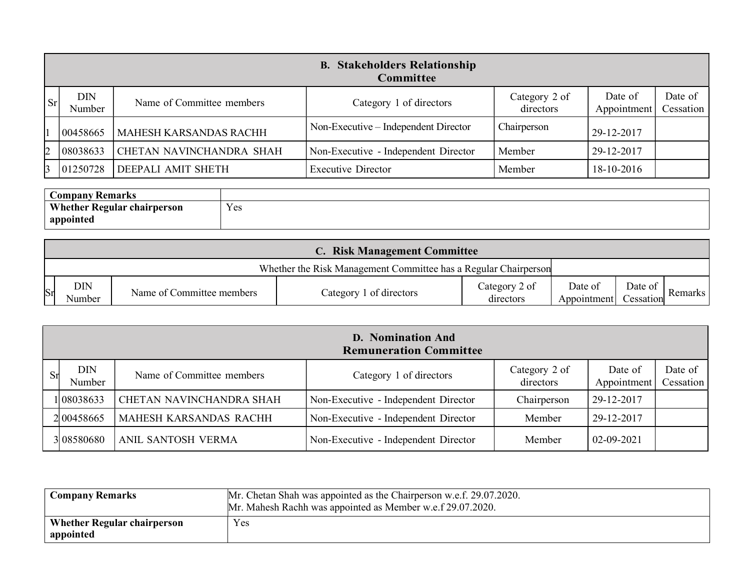## B. Stakeholders Relationship Committee

| Sr | DIN Number | Name of Committee members | Category 1 of directors | Category 2 of directors | Date of Appointment | Date of Cessation |
|---|---|---|---|---|---|---|
| 1 | 00458665 | MAHESH KARSANDAS RACHH | Non-Executive – Independent Director | Chairperson | 29-12-2017 | |
| 2 | 08038633 | CHETAN NAVINCHANDRA SHAH | Non-Executive - Independent Director | Member | 29-12-2017 | |
| 3 | 01250728 | DEEPALI AMIT SHETH | Executive Director | Member | 18-10-2016 | |

| **Company Remarks** | |
|---|---|
| **Whether Regular chairperson appointed** | Yes |

## C. Risk Management Committee

| Whether the Risk Management Committee has a Regular Chairperson | | | | | | | |
|---|---|---|---|---|---|---|---|
| Sr | DIN Number | Name of Committee members | Category 1 of directors | Category 2 of directors | Date of Appointment | Date of Cessation | Remarks |

## D. Nomination And Remuneration Committee

| Sr | DIN Number | Name of Committee members | Category 1 of directors | Category 2 of directors | Date of Appointment | Date of Cessation |
|---|---|---|---|---|---|---|
| 1 | 08038633 | CHETAN NAVINCHANDRA SHAH | Non-Executive - Independent Director | Chairperson | 29-12-2017 | |
| 2 | 00458665 | MAHESH KARSANDAS RACHH | Non-Executive - Independent Director | Member | 29-12-2017 | |
| 3 | 08580680 | ANIL SANTOSH VERMA | Non-Executive - Independent Director | Member | 02-09-2021 | |

| **Company Remarks** | Mr. Chetan Shah was appointed as the Chairperson w.e.f. 29.07.2020.<br>Mr. Mahesh Rachh was appointed as Member w.e.f 29.07.2020. |
|---|---|
| **Whether Regular chairperson appointed** | Yes |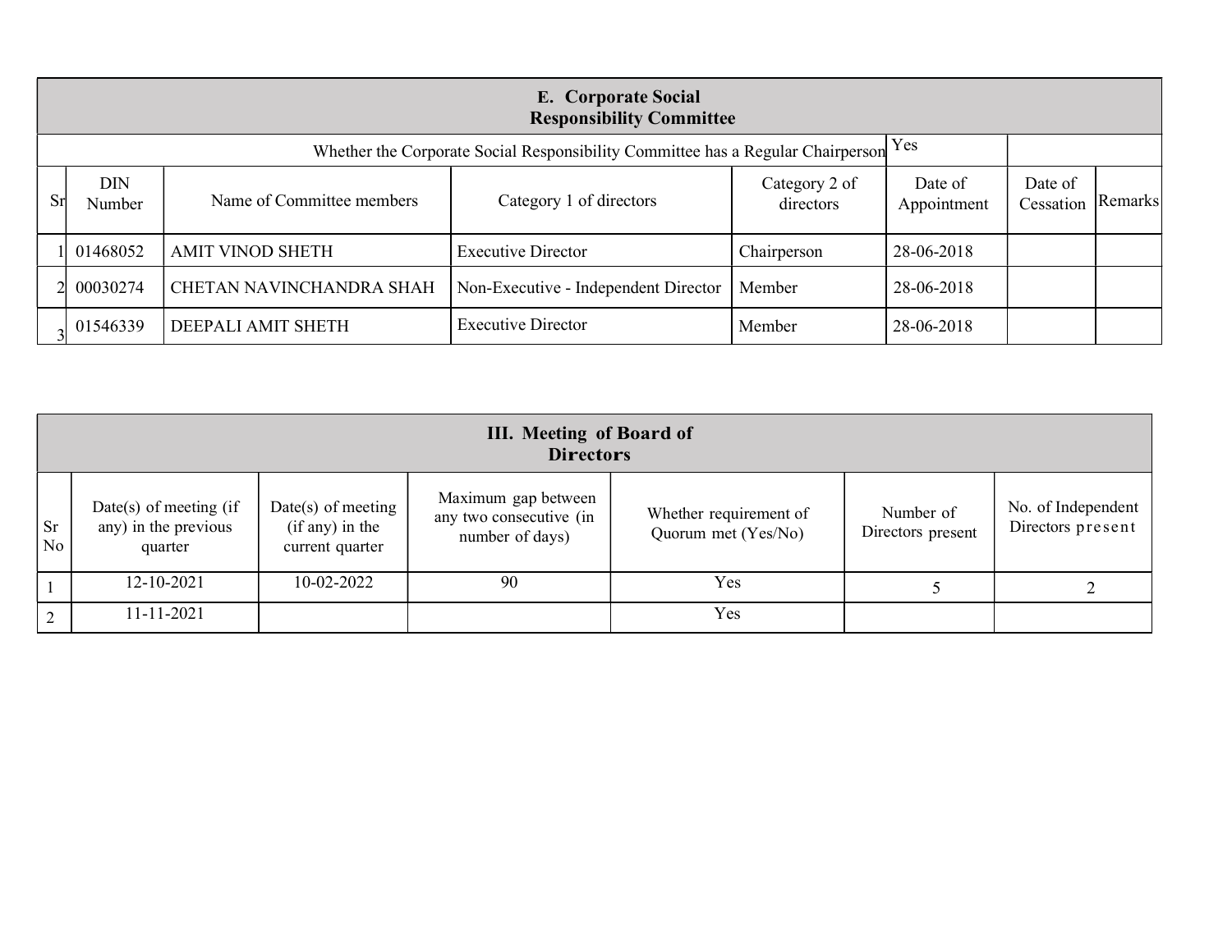| E. Corporate Social Responsibility Committee | | | | | | | |
|---|---|---|---|---|---|---|---|
| Whether the Corporate Social Responsibility Committee has a Regular Chairperson | | | | | Yes | | |
| Sr | DIN Number | Name of Committee members | Category 1 of directors | Category 2 of directors | Date of Appointment | Date of Cessation | Remarks |
| 1 | 01468052 | AMIT VINOD SHETH | Executive Director | Chairperson | 28-06-2018 | | |
| 2 | 00030274 | CHETAN NAVINCHANDRA SHAH | Non-Executive - Independent Director | Member | 28-06-2018 | | |
| 3 | 01546339 | DEEPALI AMIT SHETH | Executive Director | Member | 28-06-2018 | | |

| III. Meeting of Board of Directors | | | | | | |
|---|---|---|---|---|---|---|
| Sr No | Date(s) of meeting (if any) in the previous quarter | Date(s) of meeting (if any) in the current quarter | Maximum gap between any two consecutive (in number of days) | Whether requirement of Quorum met (Yes/No) | Number of Directors present | No. of Independent Directors present |
| 1 | 12-10-2021 | 10-02-2022 | 90 | Yes | 5 | 2 |
| 2 | 11-11-2021 | | | Yes | | |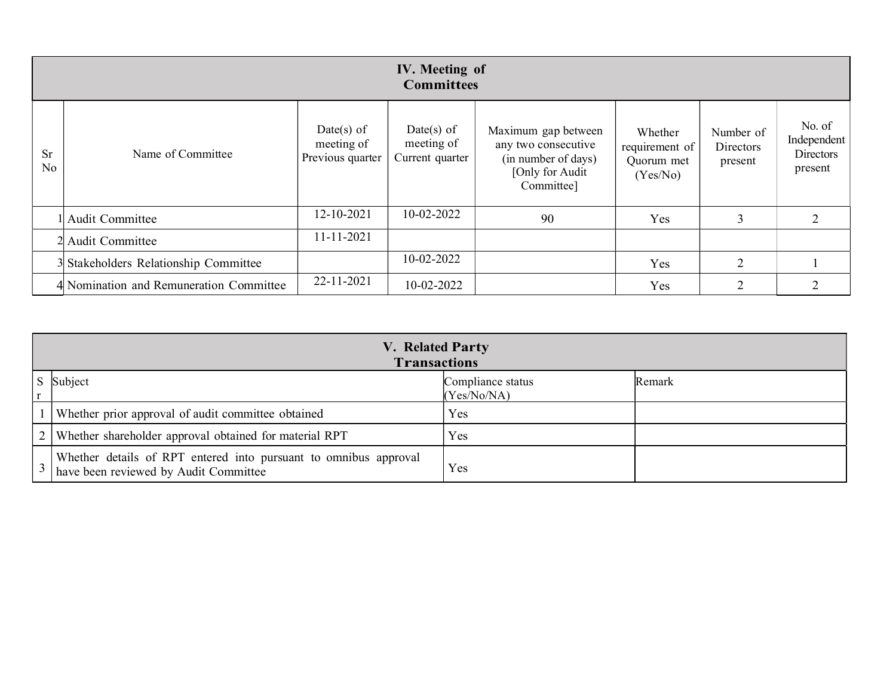## IV. Meeting of Committees

| Sr No | Name of Committee | Date(s) of meeting of Previous quarter | Date(s) of meeting of Current quarter | Maximum gap between any two consecutive (in number of days) [Only for Audit Committee] | Whether requirement of Quorum met (Yes/No) | Number of Directors present | No. of Independent Directors present |
|---|---|---|---|---|---|---|---|
| 1 | Audit Committee | 12-10-2021 | 10-02-2022 | 90 | Yes | 3 | 2 |
| 2 | Audit Committee | 11-11-2021 | | | | | |
| 3 | Stakeholders Relationship Committee | | 10-02-2022 | | Yes | 2 | 1 |
| 4 | Nomination and Remuneration Committee | 22-11-2021 | 10-02-2022 | | Yes | 2 | 2 |

## V. Related Party Transactions

| Sr | Subject | Compliance status (Yes/No/NA) | Remark |
|---|---|---|---|
| 1 | Whether prior approval of audit committee obtained | Yes | |
| 2 | Whether shareholder approval obtained for material RPT | Yes | |
| 3 | Whether details of RPT entered into pursuant to omnibus approval have been reviewed by Audit Committee | Yes | |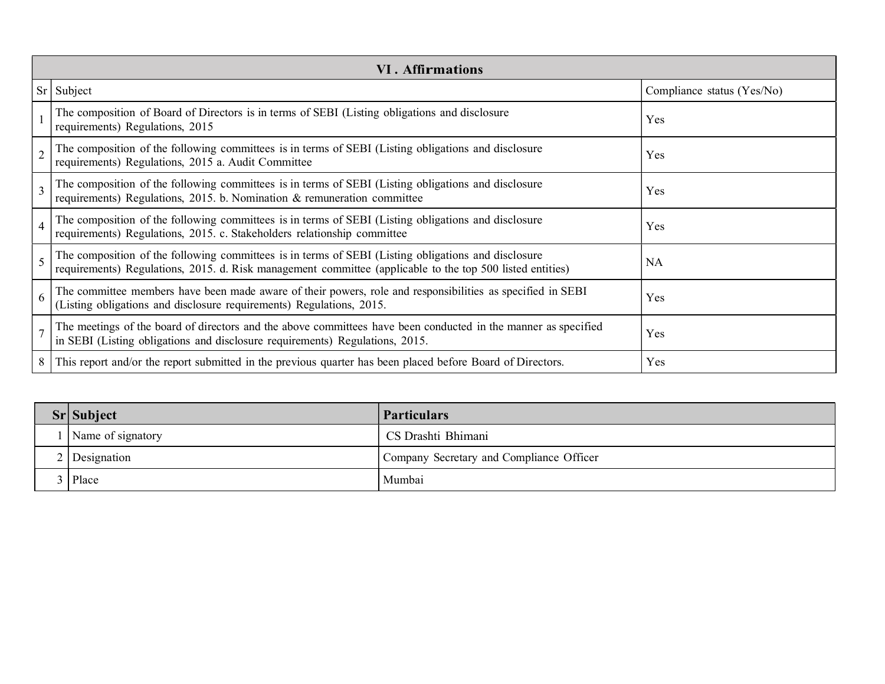| VI . Affirmations | | |
|---|---|---|
| Sr | Subject | Compliance status (Yes/No) |
| 1 | The composition of Board of Directors is in terms of SEBI (Listing obligations and disclosure requirements) Regulations, 2015 | Yes |
| 2 | The composition of the following committees is in terms of SEBI (Listing obligations and disclosure requirements) Regulations, 2015 a. Audit Committee | Yes |
| 3 | The composition of the following committees is in terms of SEBI (Listing obligations and disclosure requirements) Regulations, 2015. b. Nomination & remuneration committee | Yes |
| 4 | The composition of the following committees is in terms of SEBI (Listing obligations and disclosure requirements) Regulations, 2015. c. Stakeholders relationship committee | Yes |
| 5 | The composition of the following committees is in terms of SEBI (Listing obligations and disclosure requirements) Regulations, 2015. d. Risk management committee (applicable to the top 500 listed entities) | NA |
| 6 | The committee members have been made aware of their powers, role and responsibilities as specified in SEBI (Listing obligations and disclosure requirements) Regulations, 2015. | Yes |
| 7 | The meetings of the board of directors and the above committees have been conducted in the manner as specified in SEBI (Listing obligations and disclosure requirements) Regulations, 2015. | Yes |
| 8 | This report and/or the report submitted in the previous quarter has been placed before Board of Directors. | Yes |

| Sr | Subject | Particulars |
|---|---|---|
| 1 | Name of signatory | CS Drashti Bhimani |
| 2 | Designation | Company Secretary and Compliance Officer |
| 3 | Place | Mumbai |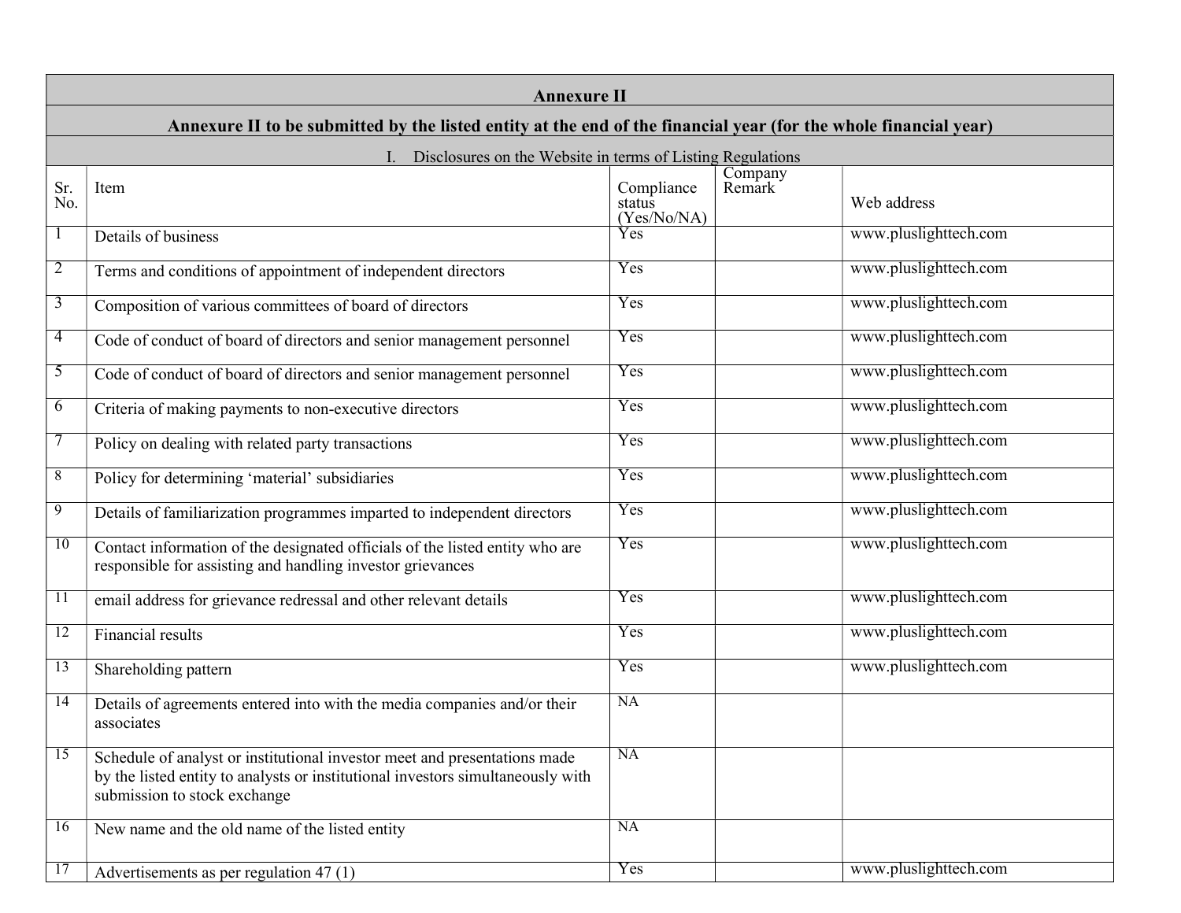| Annexure II | | | | |
|---|---|---|---|---|
| **Annexure II to be submitted by the listed entity at the end of the financial year (for the whole financial year)** | | | | |
| I. Disclosures on the Website in terms of Listing Regulations | | | | |
| Sr. No. | Item | Compliance status (Yes/No/NA) | Company Remark | Web address |
| 1 | Details of business | Yes | | www.pluslighttech.com |
| 2 | Terms and conditions of appointment of independent directors | Yes | | www.pluslighttech.com |
| 3 | Composition of various committees of board of directors | Yes | | www.pluslighttech.com |
| 4 | Code of conduct of board of directors and senior management personnel | Yes | | www.pluslighttech.com |
| 5 | Code of conduct of board of directors and senior management personnel | Yes | | www.pluslighttech.com |
| 6 | Criteria of making payments to non-executive directors | Yes | | www.pluslighttech.com |
| 7 | Policy on dealing with related party transactions | Yes | | www.pluslighttech.com |
| 8 | Policy for determining 'material' subsidiaries | Yes | | www.pluslighttech.com |
| 9 | Details of familiarization programmes imparted to independent directors | Yes | | www.pluslighttech.com |
| 10 | Contact information of the designated officials of the listed entity who are responsible for assisting and handling investor grievances | Yes | | www.pluslighttech.com |
| 11 | email address for grievance redressal and other relevant details | Yes | | www.pluslighttech.com |
| 12 | Financial results | Yes | | www.pluslighttech.com |
| 13 | Shareholding pattern | Yes | | www.pluslighttech.com |
| 14 | Details of agreements entered into with the media companies and/or their associates | NA | | |
| 15 | Schedule of analyst or institutional investor meet and presentations made by the listed entity to analysts or institutional investors simultaneously with submission to stock exchange | NA | | |
| 16 | New name and the old name of the listed entity | NA | | |
| 17 | Advertisements as per regulation 47 (1) | Yes | | www.pluslighttech.com |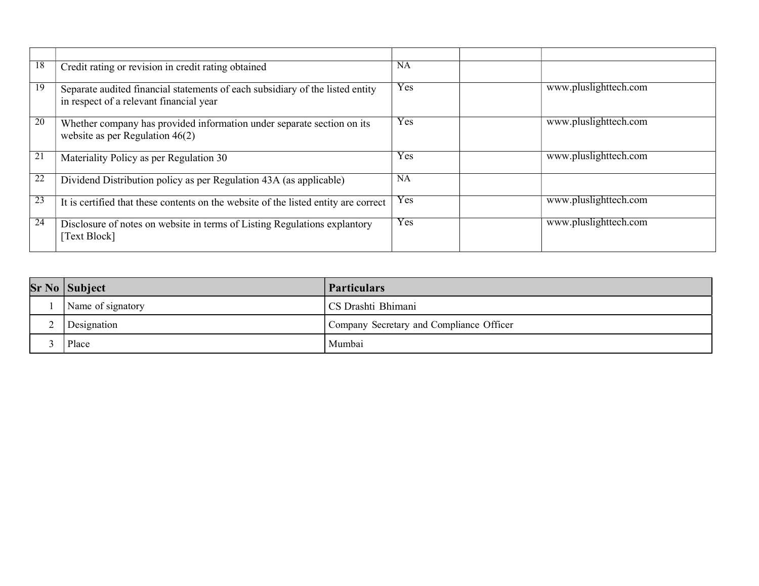| | | | | |
|---|---|---|---|---|
| 18 | Credit rating or revision in credit rating obtained | NA | | |
| 19 | Separate audited financial statements of each subsidiary of the listed entity in respect of a relevant financial year | Yes | | www.pluslighttech.com |
| 20 | Whether company has provided information under separate section on its website as per Regulation 46(2) | Yes | | www.pluslighttech.com |
| 21 | Materiality Policy as per Regulation 30 | Yes | | www.pluslighttech.com |
| 22 | Dividend Distribution policy as per Regulation 43A (as applicable) | NA | | |
| 23 | It is certified that these contents on the website of the listed entity are correct | Yes | | www.pluslighttech.com |
| 24 | Disclosure of notes on website in terms of Listing Regulations explantory [Text Block] | Yes | | www.pluslighttech.com |

| Sr No | Subject | Particulars |
|---|---|---|
| 1 | Name of signatory | CS Drashti Bhimani |
| 2 | Designation | Company Secretary and Compliance Officer |
| 3 | Place | Mumbai |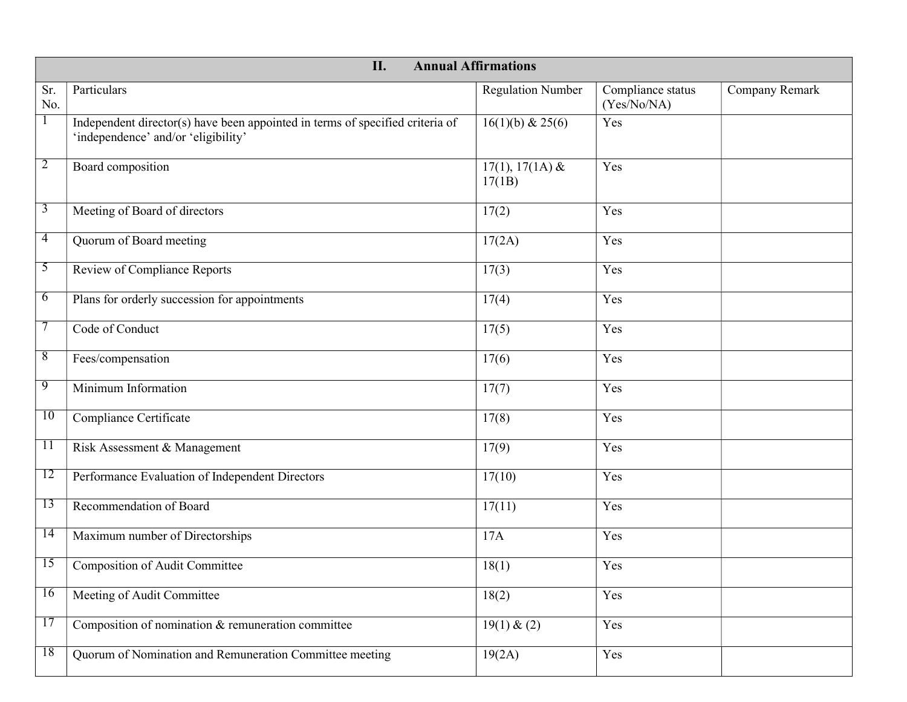| II. Annual Affirmations | | | | |
|---|---|---|---|---|
| Sr. No. | Particulars | Regulation Number | Compliance status (Yes/No/NA) | Company Remark |
| 1 | Independent director(s) have been appointed in terms of specified criteria of 'independence' and/or 'eligibility' | 16(1)(b) & 25(6) | Yes | |
| 2 | Board composition | 17(1), 17(1A) & 17(1B) | Yes | |
| 3 | Meeting of Board of directors | 17(2) | Yes | |
| 4 | Quorum of Board meeting | 17(2A) | Yes | |
| 5 | Review of Compliance Reports | 17(3) | Yes | |
| 6 | Plans for orderly succession for appointments | 17(4) | Yes | |
| 7 | Code of Conduct | 17(5) | Yes | |
| 8 | Fees/compensation | 17(6) | Yes | |
| 9 | Minimum Information | 17(7) | Yes | |
| 10 | Compliance Certificate | 17(8) | Yes | |
| 11 | Risk Assessment & Management | 17(9) | Yes | |
| 12 | Performance Evaluation of Independent Directors | 17(10) | Yes | |
| 13 | Recommendation of Board | 17(11) | Yes | |
| 14 | Maximum number of Directorships | 17A | Yes | |
| 15 | Composition of Audit Committee | 18(1) | Yes | |
| 16 | Meeting of Audit Committee | 18(2) | Yes | |
| 17 | Composition of nomination & remuneration committee | 19(1) & (2) | Yes | |
| 18 | Quorum of Nomination and Remuneration Committee meeting | 19(2A) | Yes | |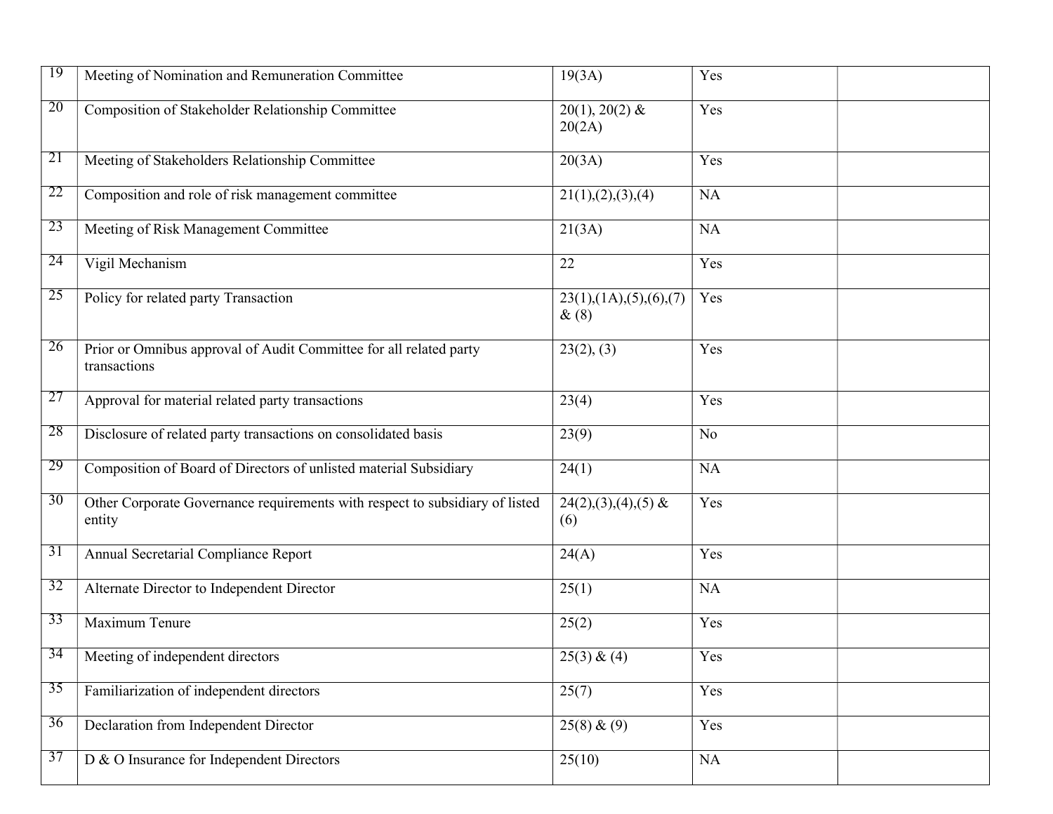| 19 | Meeting of Nomination and Remuneration Committee | 19(3A) | Yes | |
|---|---|---|---|---|
| 20 | Composition of Stakeholder Relationship Committee | 20(1), 20(2) & 20(2A) | Yes | |
| 21 | Meeting of Stakeholders Relationship Committee | 20(3A) | Yes | |
| 22 | Composition and role of risk management committee | 21(1),(2),(3),(4) | NA | |
| 23 | Meeting of Risk Management Committee | 21(3A) | NA | |
| 24 | Vigil Mechanism | 22 | Yes | |
| 25 | Policy for related party Transaction | 23(1),(1A),(5),(6),(7) & (8) | Yes | |
| 26 | Prior or Omnibus approval of Audit Committee for all related party transactions | 23(2), (3) | Yes | |
| 27 | Approval for material related party transactions | 23(4) | Yes | |
| 28 | Disclosure of related party transactions on consolidated basis | 23(9) | No | |
| 29 | Composition of Board of Directors of unlisted material Subsidiary | 24(1) | NA | |
| 30 | Other Corporate Governance requirements with respect to subsidiary of listed entity | 24(2),(3),(4),(5) & (6) | Yes | |
| 31 | Annual Secretarial Compliance Report | 24(A) | Yes | |
| 32 | Alternate Director to Independent Director | 25(1) | NA | |
| 33 | Maximum Tenure | 25(2) | Yes | |
| 34 | Meeting of independent directors | 25(3) & (4) | Yes | |
| 35 | Familiarization of independent directors | 25(7) | Yes | |
| 36 | Declaration from Independent Director | 25(8) & (9) | Yes | |
| 37 | D & O Insurance for Independent Directors | 25(10) | NA | |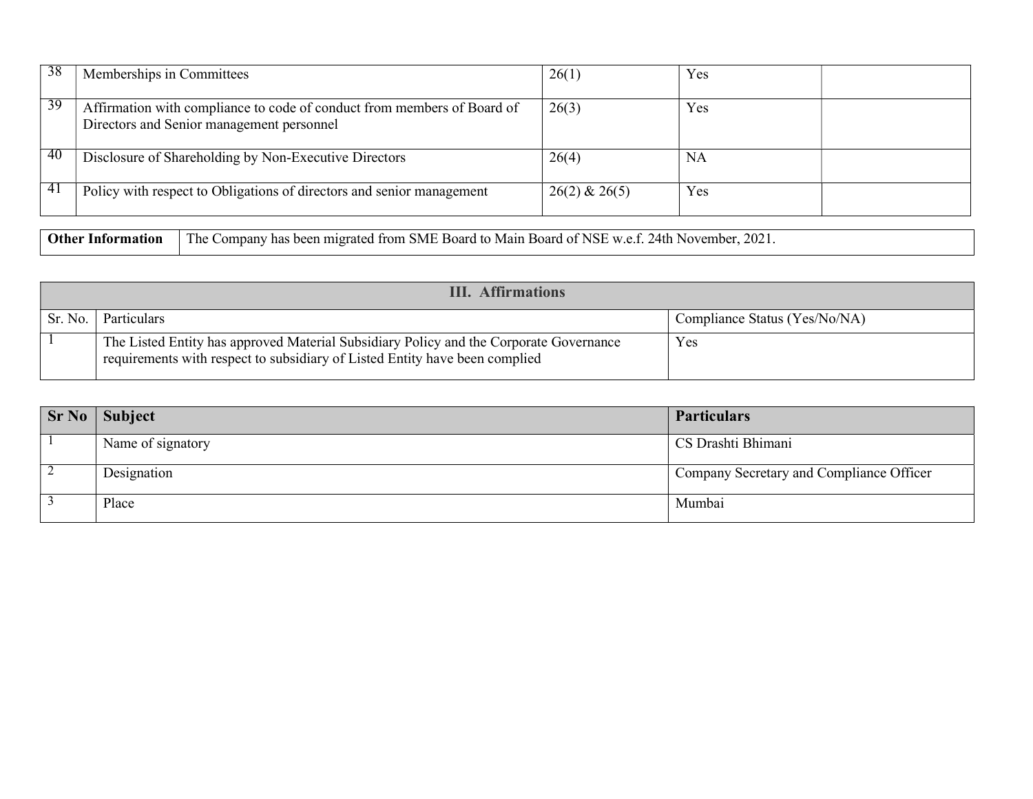| 38 | Memberships in Committees | 26(1) | Yes | |
|---|---|---|---|---|
| 39 | Affirmation with compliance to code of conduct from members of Board of Directors and Senior management personnel | 26(3) | Yes | |
| 40 | Disclosure of Shareholding by Non-Executive Directors | 26(4) | NA | |
| 41 | Policy with respect to Obligations of directors and senior management | 26(2) & 26(5) | Yes | |

| **Other Information** | The Company has been migrated from SME Board to Main Board of NSE w.e.f. 24th November, 2021. |
|---|---|

## III. Affirmations

| Sr. No. | Particulars | Compliance Status (Yes/No/NA) |
|---|---|---|
| 1 | The Listed Entity has approved Material Subsidiary Policy and the Corporate Governance requirements with respect to subsidiary of Listed Entity have been complied | Yes |

| **Sr No** | **Subject** | **Particulars** |
|---|---|---|
| 1 | Name of signatory | CS Drashti Bhimani |
| 2 | Designation | Company Secretary and Compliance Officer |
| 3 | Place | Mumbai |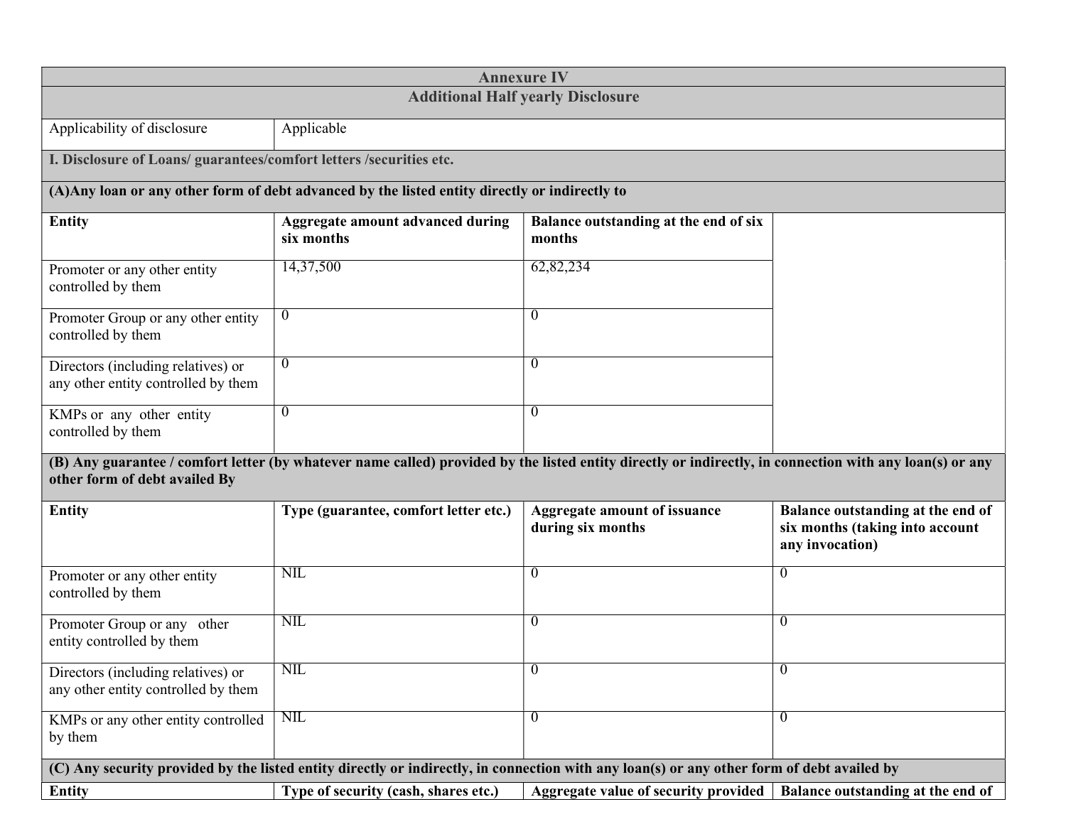| Annexure IV | | | |
|---|---|---|---|
| **Additional Half yearly Disclosure** | | | |
| Applicability of disclosure | Applicable | | |
| **I. Disclosure of Loans/ guarantees/comfort letters /securities etc.** | | | |
| **(A)Any loan or any other form of debt advanced by the listed entity directly or indirectly to** | | | |
| **Entity** | **Aggregate amount advanced during six months** | **Balance outstanding at the end of six months** | |
| Promoter or any other entity controlled by them | 14,37,500 | 62,82,234 | |
| Promoter Group or any other entity controlled by them | 0 | 0 | |
| Directors (including relatives) or any other entity controlled by them | 0 | 0 | |
| KMPs or any other entity controlled by them | 0 | 0 | |
| **(B) Any guarantee / comfort letter (by whatever name called) provided by the listed entity directly or indirectly, in connection with any loan(s) or any other form of debt availed By** | | | |
| **Entity** | **Type (guarantee, comfort letter etc.)** | **Aggregate amount of issuance during six months** | **Balance outstanding at the end of six months (taking into account any invocation)** |
| Promoter or any other entity controlled by them | NIL | 0 | 0 |
| Promoter Group or any other entity controlled by them | NIL | 0 | 0 |
| Directors (including relatives) or any other entity controlled by them | NIL | 0 | 0 |
| KMPs or any other entity controlled by them | NIL | 0 | 0 |
| **(C) Any security provided by the listed entity directly or indirectly, in connection with any loan(s) or any other form of debt availed by** | | | |
| **Entity** | **Type of security (cash, shares etc.)** | **Aggregate value of security provided** | **Balance outstanding at the end of** |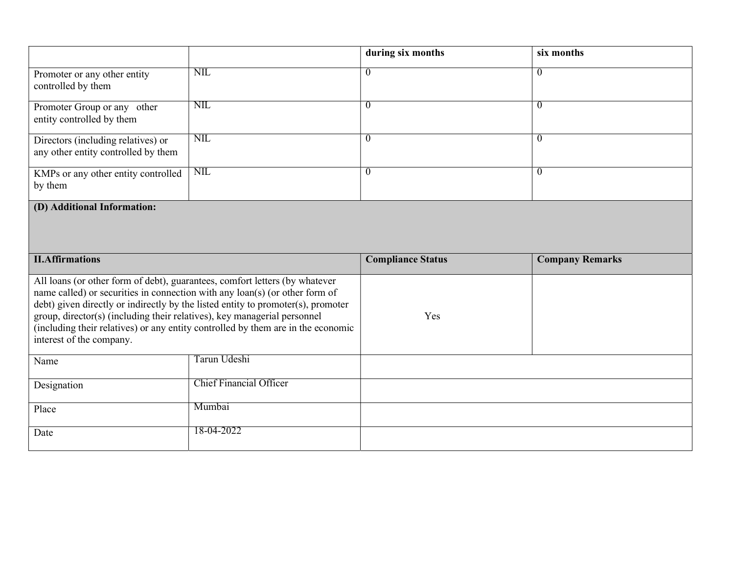| | | during six months | six months |
|---|---|---|---|
| Promoter or any other entity controlled by them | NIL | 0 | 0 |
| Promoter Group or any other entity controlled by them | NIL | 0 | 0 |
| Directors (including relatives) or any other entity controlled by them | NIL | 0 | 0 |
| KMPs or any other entity controlled by them | NIL | 0 | 0 |

**(D) Additional Information:**

| II.Affirmations | Compliance Status | Company Remarks |
|---|---|---|
| All loans (or other form of debt), guarantees, comfort letters (by whatever name called) or securities in connection with any loan(s) (or other form of debt) given directly or indirectly by the listed entity to promoter(s), promoter group, director(s) (including their relatives), key managerial personnel (including their relatives) or any entity controlled by them are in the economic interest of the company. | Yes | |

| | | |
|---|---|---|
| Name | Tarun Udeshi | |
| Designation | Chief Financial Officer | |
| Place | Mumbai | |
| Date | 18-04-2022 | |